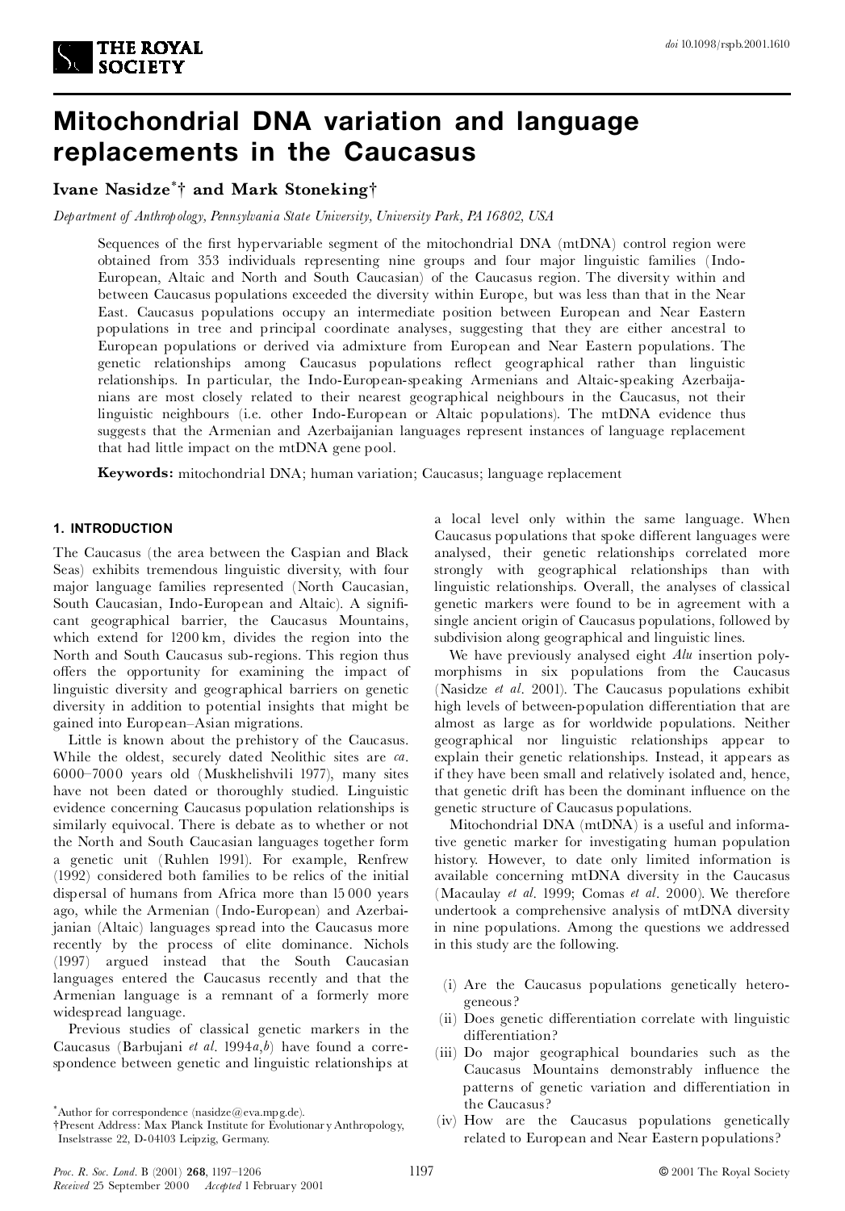# Mitochondrial DNA variation and language replacements in the Caucasus

**Ivane Nasidze*† and Mark Stoneking†**

*Department of Anthropology, Pennsylvania State University, University Park, PA 16802, USA*

Sequences of the first hypervariable segment of the mitochondrial DNA (mtDNA) control region were obtained from 353 individuals representing nine groups and four major linguistic families (Indo-European, Altaic and North and South Caucasian) of the Caucasus region. The diversity within and between Caucasus populations exceeded the diversity within Europe, but was less than that in the Near East. Caucasus populations occupy an intermediate position between European and Near Eastern populations in tree and principal coordinate analyses, suggesting that they are either ancestral to European populations or derived via admixture from European and Near Eastern populations. The genetic relationships among Caucasus populations reflect geographical rather than linguistic relationships. In particular, the Indo-European-speaking Armenians and Altaic-speaking Azerbaijanians are most closely related to their nearest geographical neighbours in the Caucasus, not their linguistic neighbours (i.e. other Indo-European or Altaic populations). The mtDNA evidence thus suggests that the Armenian and Azerbaijanian languages represent instances of language replacement that had little impact on the mtDNA gene pool.

**Keywords:** mitochondrial DNA; human variation; Caucasus; language replacement

## 1. INTRODUCTION

The Caucasus (the area between the Caspian and Black Seas) exhibits tremendous linguistic diversity, with four major language families represented (North Caucasian, South Caucasian, Indo-European and Altaic). A significant geographical barrier, the Caucasus Mountains, which extend for 1200 km, divides the region into the North and South Caucasus sub-regions. This region thus offers the opportunity for examining the impact of linguistic diversity and geographical barriers on genetic diversity in addition to potential insights that might be gained into European–Asian migrations.

Little is known about the prehistory of the Caucasus. While the oldest, securely dated Neolithic sites are *ca.* 6000–7000 years old (Muskhelishvili 1977), many sites have not been dated or thoroughly studied. Linguistic evidence concerning Caucasus population relationships is similarly equivocal. There is debate as to whether or not the North and South Caucasian languages together form a genetic unit (Ruhlen 1991). For example, Renfrew (1992) considered both families to be relics of the initial dispersal of humans from Africa more than 15 000 years ago, while the Armenian (Indo-European) and Azerbaijanian (Altaic) languages spread into the Caucasus more recently by the process of elite dominance. Nichols (1997) argued instead that the South Caucasian languages entered the Caucasus recently and that the Armenian language is a remnant of a formerly more widespread language.

Previous studies of classical genetic markers in the Caucasus (Barbujani *et al.* 1994*a*,*b*) have found a correspondence between genetic and linguistic relationships at a local level only within the same language. When Caucasus populations that spoke different languages were analysed, their genetic relationships correlated more strongly with geographical relationships than with linguistic relationships. Overall, the analyses of classical genetic markers were found to be in agreement with a single ancient origin of Caucasus populations, followed by subdivision along geographical and linguistic lines.

We have previously analysed eight *Alu* insertion polymorphisms in six populations from the Caucasus (Nasidze *et al.* 2001). The Caucasus populations exhibit high levels of between-population differentiation that are almost as large as for worldwide populations. Neither geographical nor linguistic relationships appear to explain their genetic relationships. Instead, it appears as if they have been small and relatively isolated and, hence, that genetic drift has been the dominant influence on the genetic structure of Caucasus populations.

Mitochondrial DNA (mtDNA) is a useful and informative genetic marker for investigating human population history. However, to date only limited information is available concerning mtDNA diversity in the Caucasus (Macaulay *et al.* 1999; Comas *et al.* 2000). We therefore undertook a comprehensive analysis of mtDNA diversity in nine populations. Among the questions we addressed in this study are the following.

(i) Are the Caucasus populations genetically heterogeneous?
(ii) Does genetic differentiation correlate with linguistic differentiation?
(iii) Do major geographical boundaries such as the Caucasus Mountains demonstrably influence the patterns of genetic variation and differentiation in the Caucasus?
(iv) How are the Caucasus populations genetically related to European and Near Eastern populations?

*Author for correspondence (nasidze@eva.mpg.de).
†Present Address: Max Planck Institute for Evolutionary Anthropology, Inselstrasse 22, D-04103 Leipzig, Germany.

Received 25 September 2000 Accepted 1 February 2001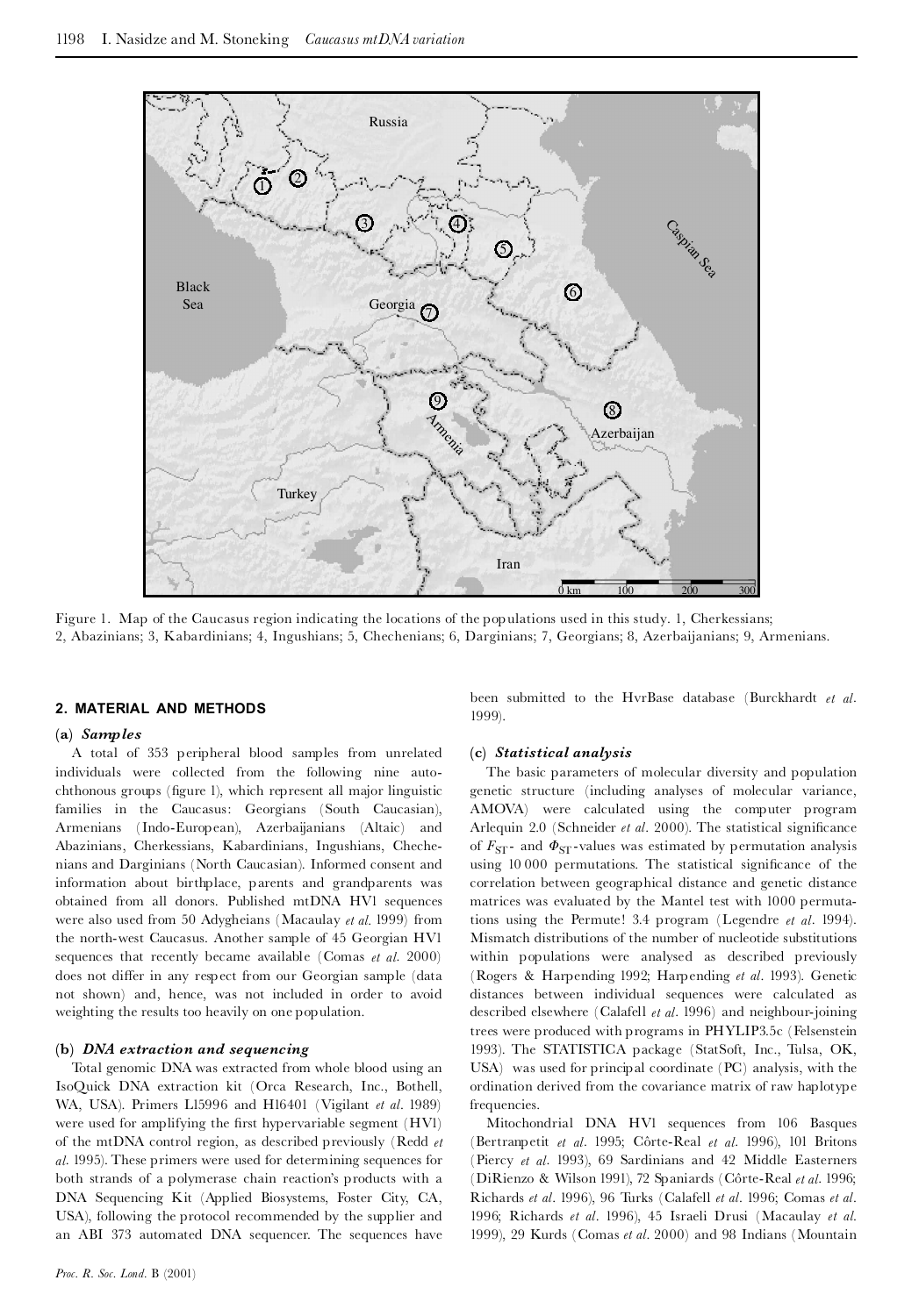Figure 1. Map of the Caucasus region indicating the locations of the populations used in this study. 1, Cherkessians; 2, Abazinians; 3, Kabardinians; 4, Ingushians; 5, Chechenians; 6, Darginians; 7, Georgians; 8, Azerbaijanians; 9, Armenians.

## 2. MATERIAL AND METHODS

### (a) *Samples*

A total of 353 peripheral blood samples from unrelated individuals were collected from the following nine autochthonous groups (figure 1), which represent all major linguistic families in the Caucasus: Georgians (South Caucasian), Armenians (Indo-European), Azerbaijanians (Altaic) and Abazinians, Cherkessians, Kabardinians, Ingushians, Chechenians and Darginians (North Caucasian). Informed consent and information about birthplace, parents and grandparents was obtained from all donors. Published mtDNA HV1 sequences were also used from 50 Adygheians (Macaulay *et al.* 1999) from the north-west Caucasus. Another sample of 45 Georgian HV1 sequences that recently became available (Comas *et al.* 2000) does not differ in any respect from our Georgian sample (data not shown) and, hence, was not included in order to avoid weighting the results too heavily on one population.

### (b) *DNA extraction and sequencing*

Total genomic DNA was extracted from whole blood using an IsoQuick DNA extraction kit (Orca Research, Inc., Bothell, WA, USA). Primers L15996 and H16401 (Vigilant *et al.* 1989) were used for amplifying the first hypervariable segment (HV1) of the mtDNA control region, as described previously (Redd *et al.* 1995). These primers were used for determining sequences for both strands of a polymerase chain reaction's products with a DNA Sequencing Kit (Applied Biosystems, Foster City, CA, USA), following the protocol recommended by the supplier and an ABI 373 automated DNA sequencer. The sequences have been submitted to the HvrBase database (Burckhardt *et al.* 1999).

### (c) *Statistical analysis*

The basic parameters of molecular diversity and population genetic structure (including analyses of molecular variance, AMOVA) were calculated using the computer program Arlequin 2.0 (Schneider *et al.* 2000). The statistical significance of $F_{ST}$- and $\Phi_{ST}$-values was estimated by permutation analysis using 10 000 permutations. The statistical significance of the correlation between geographical distance and genetic distance matrices was evaluated by the Mantel test with 1000 permutations using the Permute! 3.4 program (Legendre *et al.* 1994). Mismatch distributions of the number of nucleotide substitutions within populations were analysed as described previously (Rogers & Harpending 1992; Harpending *et al.* 1993). Genetic distances between individual sequences were calculated as described elsewhere (Calafell *et al.* 1996) and neighbour-joining trees were produced with programs in PHYLIP3.5c (Felsenstein 1993). The STATISTICA package (StatSoft, Inc., Tulsa, OK, USA) was used for principal coordinate (PC) analysis, with the ordination derived from the covariance matrix of raw haplotype frequencies.

Mitochondrial DNA HV1 sequences from 106 Basques (Bertranpetit *et al.* 1995; Côrte-Real *et al.* 1996), 101 Britons (Piercy *et al.* 1993), 69 Sardinians and 42 Middle Easterners (DiRienzo & Wilson 1991), 72 Spaniards (Côrte-Real *et al.* 1996; Richards *et al.* 1996), 96 Turks (Calafell *et al.* 1996; Comas *et al.* 1996; Richards *et al.* 1996), 45 Israeli Drusi (Macaulay *et al.* 1999), 29 Kurds (Comas *et al.* 2000) and 98 Indians (Mountain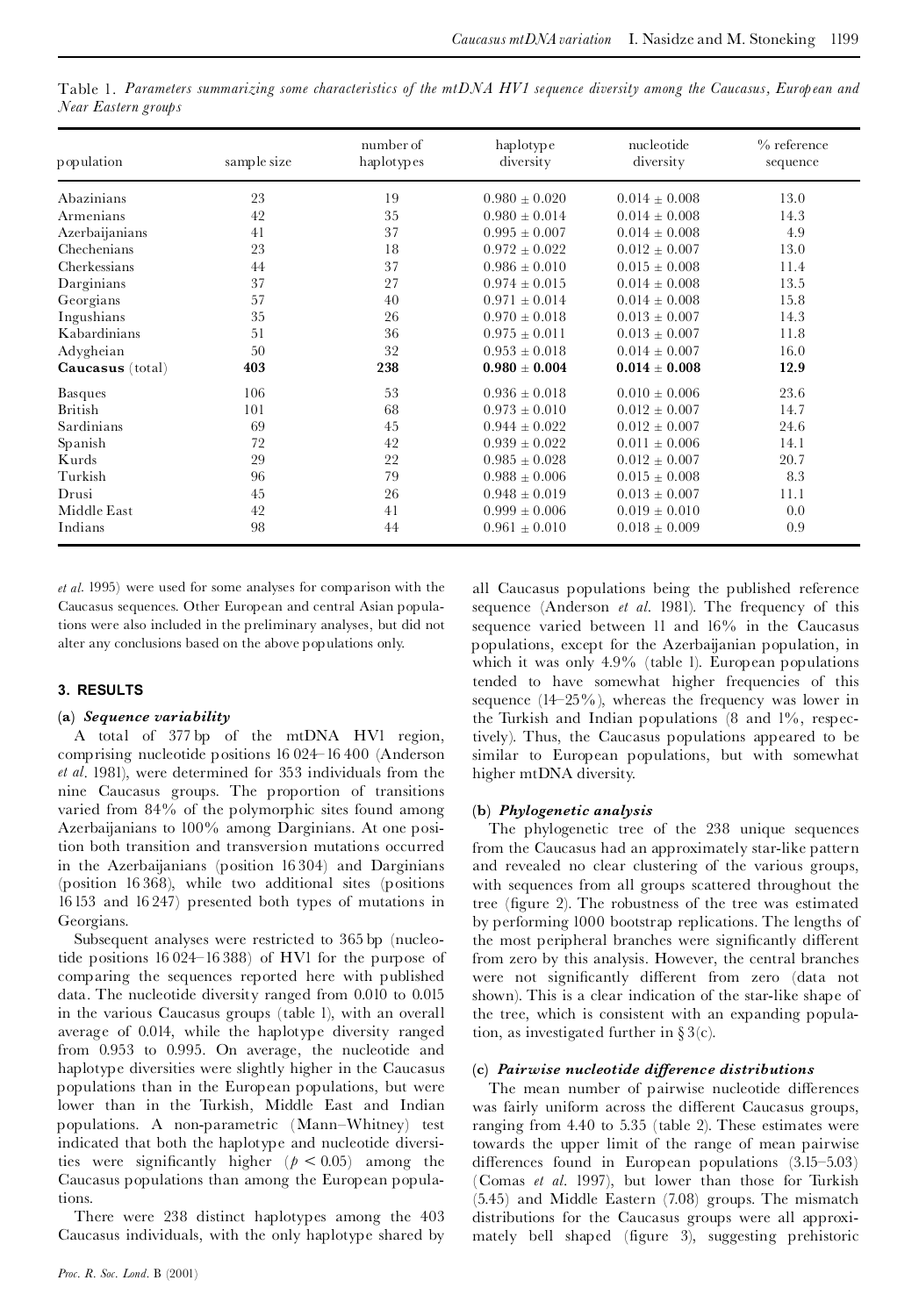Table 1. *Parameters summarizing some characteristics of the mtDNA HV1 sequence diversity among the Caucasus, European and Near Eastern groups*

| population | sample size | number of haplotypes | haplotype diversity | nucleotide diversity | % reference sequence |
|---|---|---|---|---|---|
| Abazinians | 23 | 19 | $0.980 \pm 0.020$ | $0.014 \pm 0.008$ | 13.0 |
| Armenians | 42 | 35 | $0.980 \pm 0.014$ | $0.014 \pm 0.008$ | 14.3 |
| Azerbaijanians | 41 | 37 | $0.995 \pm 0.007$ | $0.014 \pm 0.008$ | 4.9 |
| Chechenians | 23 | 18 | $0.972 \pm 0.022$ | $0.012 \pm 0.007$ | 13.0 |
| Cherkessians | 44 | 37 | $0.986 \pm 0.010$ | $0.015 \pm 0.008$ | 11.4 |
| Darginians | 37 | 27 | $0.974 \pm 0.015$ | $0.014 \pm 0.008$ | 13.5 |
| Georgians | 57 | 40 | $0.971 \pm 0.014$ | $0.014 \pm 0.008$ | 15.8 |
| Ingushians | 35 | 26 | $0.970 \pm 0.018$ | $0.013 \pm 0.007$ | 14.3 |
| Kabardinians | 51 | 36 | $0.975 \pm 0.011$ | $0.013 \pm 0.007$ | 11.8 |
| Adygheian | 50 | 32 | $0.953 \pm 0.018$ | $0.014 \pm 0.007$ | 16.0 |
| **Caucasus** (total) | **403** | **238** | $\mathbf{0.980 \pm 0.004}$ | $\mathbf{0.014 \pm 0.008}$ | **12.9** |
| Basques | 106 | 53 | $0.936 \pm 0.018$ | $0.010 \pm 0.006$ | 23.6 |
| British | 101 | 68 | $0.973 \pm 0.010$ | $0.012 \pm 0.007$ | 14.7 |
| Sardinians | 69 | 45 | $0.944 \pm 0.022$ | $0.012 \pm 0.007$ | 24.6 |
| Spanish | 72 | 42 | $0.939 \pm 0.022$ | $0.011 \pm 0.006$ | 14.1 |
| Kurds | 29 | 22 | $0.985 \pm 0.028$ | $0.012 \pm 0.007$ | 20.7 |
| Turkish | 96 | 79 | $0.988 \pm 0.006$ | $0.015 \pm 0.008$ | 8.3 |
| Drusi | 45 | 26 | $0.948 \pm 0.019$ | $0.013 \pm 0.007$ | 11.1 |
| Middle East | 42 | 41 | $0.999 \pm 0.006$ | $0.019 \pm 0.010$ | 0.0 |
| Indians | 98 | 44 | $0.961 \pm 0.010$ | $0.018 \pm 0.009$ | 0.9 |

*et al*. 1995) were used for some analyses for comparison with the Caucasus sequences. Other European and central Asian populations were also included in the preliminary analyses, but did not alter any conclusions based on the above populations only.

## 3. RESULTS

### (a) *Sequence variability*

A total of 377 bp of the mtDNA HV1 region, comprising nucleotide positions 16 024–16 400 (Anderson *et al*. 1981), were determined for 353 individuals from the nine Caucasus groups. The proportion of transitions varied from 84% of the polymorphic sites found among Azerbaijanians to 100% among Darginians. At one position both transition and transversion mutations occurred in the Azerbaijanians (position 16 304) and Darginians (position 16 368), while two additional sites (positions 16 153 and 16 247) presented both types of mutations in Georgians.

Subsequent analyses were restricted to 365 bp (nucleotide positions 16 024–16 388) of HV1 for the purpose of comparing the sequences reported here with published data. The nucleotide diversity ranged from 0.010 to 0.015 in the various Caucasus groups (table 1), with an overall average of 0.014, while the haplotype diversity ranged from 0.953 to 0.995. On average, the nucleotide and haplotype diversities were slightly higher in the Caucasus populations than in the European populations, but were lower than in the Turkish, Middle East and Indian populations. A non-parametric (Mann–Whitney) test indicated that both the haplotype and nucleotide diversities were significantly higher ($p < 0.05$) among the Caucasus populations than among the European populations.

There were 238 distinct haplotypes among the 403 Caucasus individuals, with the only haplotype shared by all Caucasus populations being the published reference sequence (Anderson *et al*. 1981). The frequency of this sequence varied between 11 and 16% in the Caucasus populations, except for the Azerbaijanian population, in which it was only 4.9% (table 1). European populations tended to have somewhat higher frequencies of this sequence (14–25%), whereas the frequency was lower in the Turkish and Indian populations (8 and 1%, respectively). Thus, the Caucasus populations appeared to be similar to European populations, but with somewhat higher mtDNA diversity.

### (b) *Phylogenetic analysis*

The phylogenetic tree of the 238 unique sequences from the Caucasus had an approximately star-like pattern and revealed no clear clustering of the various groups, with sequences from all groups scattered throughout the tree (figure 2). The robustness of the tree was estimated by performing 1000 bootstrap replications. The lengths of the most peripheral branches were significantly different from zero by this analysis. However, the central branches were not significantly different from zero (data not shown). This is a clear indication of the star-like shape of the tree, which is consistent with an expanding population, as investigated further in § 3(c).

### (c) *Pairwise nucleotide difference distributions*

The mean number of pairwise nucleotide differences was fairly uniform across the different Caucasus groups, ranging from 4.40 to 5.35 (table 2). These estimates were towards the upper limit of the range of mean pairwise differences found in European populations (3.15–5.03) (Comas *et al*. 1997), but lower than those for Turkish (5.45) and Middle Eastern (7.08) groups. The mismatch distributions for the Caucasus groups were all approximately bell shaped (figure 3), suggesting prehistoric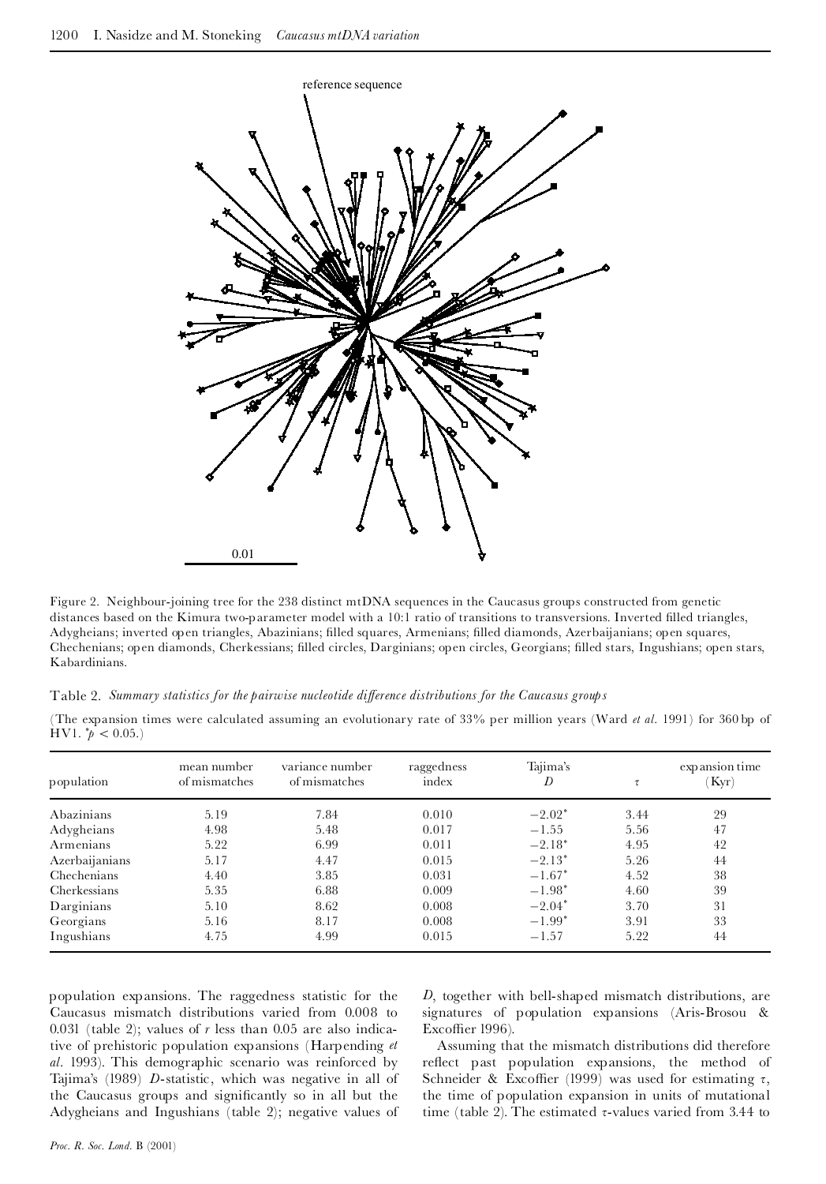Figure 2. Neighbour-joining tree for the 238 distinct mtDNA sequences in the Caucasus groups constructed from genetic distances based on the Kimura two-parameter model with a 10:1 ratio of transitions to transversions. Inverted filled triangles, Adygheians; inverted open triangles, Abazinians; filled squares, Armenians; filled diamonds, Azerbaijanians; open squares, Chechenians; open diamonds, Cherkessians; filled circles, Darginians; open circles, Georgians; filled stars, Ingushians; open stars, Kabardinians.

Table 2. *Summary statistics for the pairwise nucleotide difference distributions for the Caucasus groups*

(The expansion times were calculated assuming an evolutionary rate of 33% per million years (Ward *et al.* 1991) for 360 bp of HV1. $^{*}p < 0.05$.)

| population | mean number of mismatches | variance number of mismatches | raggedness index | Tajima's $D$ | $\tau$ | expansion time (Kyr) |
|---|---|---|---|---|---|---|
| Abazinians | 5.19 | 7.84 | 0.010 | $-2.02^{*}$ | 3.44 | 29 |
| Adygheians | 4.98 | 5.48 | 0.017 | $-1.55$ | 5.56 | 47 |
| Armenians | 5.22 | 6.99 | 0.011 | $-2.18^{*}$ | 4.95 | 42 |
| Azerbaijanians | 5.17 | 4.47 | 0.015 | $-2.13^{*}$ | 5.26 | 44 |
| Chechenians | 4.40 | 3.85 | 0.031 | $-1.67^{*}$ | 4.52 | 38 |
| Cherkessians | 5.35 | 6.88 | 0.009 | $-1.98^{*}$ | 4.60 | 39 |
| Darginians | 5.10 | 8.62 | 0.008 | $-2.04^{*}$ | 3.70 | 31 |
| Georgians | 5.16 | 8.17 | 0.008 | $-1.99^{*}$ | 3.91 | 33 |
| Ingushians | 4.75 | 4.99 | 0.015 | $-1.57$ | 5.22 | 44 |

population expansions. The raggedness statistic for the Caucasus mismatch distributions varied from 0.008 to 0.031 (table 2); values of $r$ less than 0.05 are also indicative of prehistoric population expansions (Harpending *et al.* 1993). This demographic scenario was reinforced by Tajima's (1989) $D$-statistic, which was negative in all of the Caucasus groups and significantly so in all but the Adygheians and Ingushians (table 2); negative values of $D$, together with bell-shaped mismatch distributions, are signatures of population expansions (Aris-Brosou & Excoffier 1996).

Assuming that the mismatch distributions did therefore reflect past population expansions, the method of Schneider & Excoffier (1999) was used for estimating $\tau$, the time of population expansion in units of mutational time (table 2). The estimated $\tau$-values varied from 3.44 to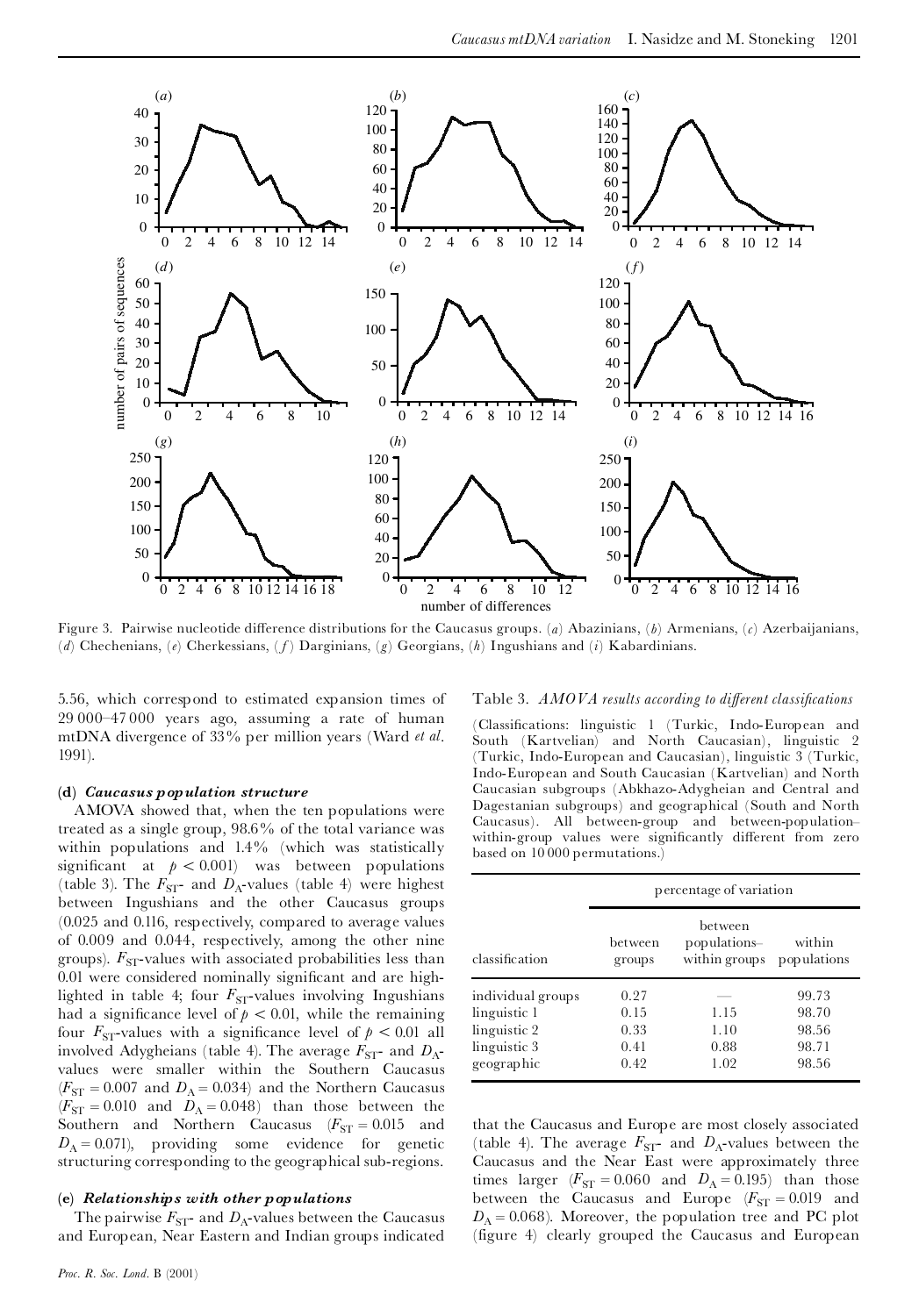Figure 3. Pairwise nucleotide difference distributions for the Caucasus groups. (*a*) Abazinians, (*b*) Armenians, (*c*) Azerbaijanians, (*d*) Chechenians, (*e*) Cherkessians, (*f*) Darginians, (*g*) Georgians, (*h*) Ingushians and (*i*) Kabardinians.

5.56, which correspond to estimated expansion times of 29 000–47 000 years ago, assuming a rate of human mtDNA divergence of 33% per million years (Ward *et al.* 1991).

### (d) *Caucasus population structure*

AMOVA showed that, when the ten populations were treated as a single group, 98.6% of the total variance was within populations and 1.4% (which was statistically significant at $p < 0.001$) was between populations (table 3). The $F_{ST}$- and $D_A$-values (table 4) were highest between Ingushians and the other Caucasus groups (0.025 and 0.116, respectively, compared to average values of 0.009 and 0.044, respectively, among the other nine groups). $F_{ST}$-values with associated probabilities less than 0.01 were considered nominally significant and are highlighted in table 4; four $F_{ST}$-values involving Ingushians had a significance level of $p < 0.01$, while the remaining four $F_{ST}$-values with a significance level of $p < 0.01$ all involved Adygheians (table 4). The average $F_{ST}$- and $D_A$-values were smaller within the Southern Caucasus ($F_{ST} = 0.007$ and $D_A = 0.034$) and the Northern Caucasus ($F_{ST} = 0.010$ and $D_A = 0.048$) than those between the Southern and Northern Caucasus ($F_{ST} = 0.015$ and $D_A = 0.071$), providing some evidence for genetic structuring corresponding to the geographical sub-regions.

### (e) *Relationships with other populations*

The pairwise $F_{ST}$- and $D_A$-values between the Caucasus and European, Near Eastern and Indian groups indicated that the Caucasus and Europe are most closely associated (table 4). The average $F_{ST}$- and $D_A$-values between the Caucasus and the Near East were approximately three times larger ($F_{ST} = 0.060$ and $D_A = 0.195$) than those between the Caucasus and Europe ($F_{ST} = 0.019$ and $D_A = 0.068$). Moreover, the population tree and PC plot (figure 4) clearly grouped the Caucasus and European

Table 3. *AMOVA results according to different classifications*

(Classifications: linguistic 1 (Turkic, Indo-European and South (Kartvelian) and North Caucasian), linguistic 2 (Turkic, Indo-European and Caucasian), linguistic 3 (Turkic, Indo-European and South Caucasian (Kartvelian) and North Caucasian subgroups (Abkhazo-Adygheian and Central and Dagestanian subgroups) and geographical (South and North Caucasus). All between-group and between-population–within-group values were significantly different from zero based on 10 000 permutations.)

| | percentage of variation | | |
|---|---|---|---|
| classification | between groups | between populations–within groups | within populations |
| individual groups | 0.27 | — | 99.73 |
| linguistic 1 | 0.15 | 1.15 | 98.70 |
| linguistic 2 | 0.33 | 1.10 | 98.56 |
| linguistic 3 | 0.41 | 0.88 | 98.71 |
| geographic | 0.42 | 1.02 | 98.56 |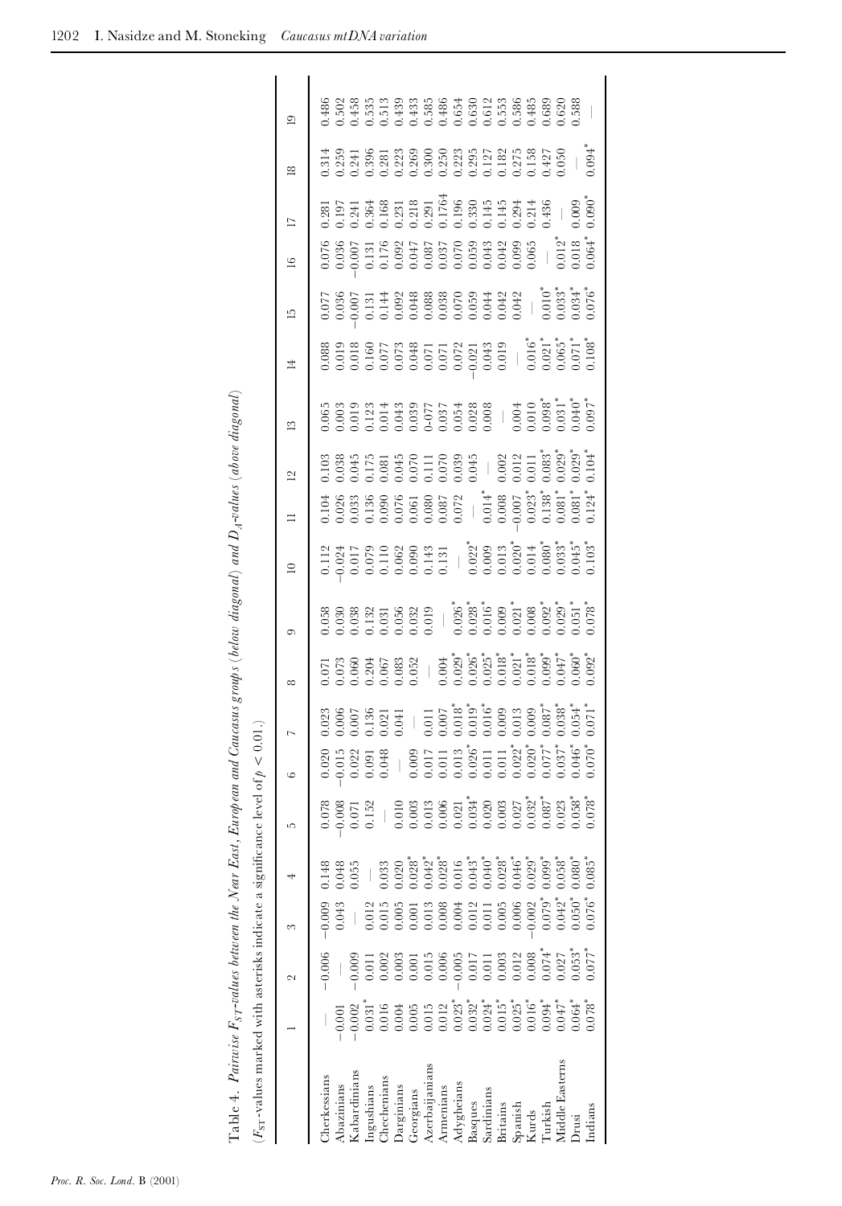Table 4. *Pairwise $F_{ST}$-values between the Near East, European and Caucasus groups (below diagonal) and $D_A$-values (above diagonal)*

($F_{ST}$-values marked with asterisks indicate a significance level of $p < 0.01$.)

| | 1 | 2 | 3 | 4 | 5 | 6 | 7 | 8 | 9 | 10 | 11 | 12 | 13 | 14 | 15 | 16 | 17 | 18 | 19 |
|---|---|---|---|---|---|---|---|---|---|---|---|---|---|---|---|---|---|---|---|
| Cherkessians | — | −0.006 | −0.009 | 0.148 | 0.078 | 0.020 | 0.023 | 0.071 | 0.058 | 0.112 | 0.104 | 0.103 | 0.065 | 0.088 | 0.077 | 0.076 | 0.281 | 0.314 | 0.486 |
| Abazinians | −0.001 | — | 0.043 | 0.048 | −0.008 | −0.015 | 0.006 | 0.073 | 0.030 | −0.024 | 0.026 | 0.038 | 0.003 | 0.019 | 0.036 | 0.036 | 0.197 | 0.239 | 0.502 |
| Kabardinians | −0.002 | −0.009 | — | 0.055 | 0.071 | 0.022 | 0.007 | 0.060 | 0.038 | 0.017 | 0.033 | 0.045 | 0.019 | 0.018 | −0.007 | −0.007 | 0.241 | 0.241 | 0.458 |
| Ingushians | 0.031* | 0.011 | 0.012 | — | 0.152 | 0.091 | 0.136 | 0.204 | 0.132 | 0.079 | 0.136 | 0.175 | 0.123 | 0.160 | 0.131 | 0.131 | 0.364 | 0.396 | 0.535 |
| Chechenians | 0.016 | 0.002 | 0.015 | 0.033 | — | 0.048 | 0.021 | 0.067 | 0.031 | 0.110 | 0.090 | 0.081 | 0.014 | 0.077 | 0.144 | 0.176 | 0.168 | 0.281 | 0.513 |
| Darginians | 0.004 | 0.003 | 0.005 | 0.020 | 0.010 | — | 0.041 | 0.083 | 0.056 | 0.062 | 0.076 | 0.045 | 0.043 | 0.073 | 0.092 | 0.092 | 0.231 | 0.223 | 0.439 |
| Georgians | 0.005 | 0.001 | 0.001 | 0.028* | 0.003 | 0.009 | — | 0.052 | 0.032 | 0.090 | 0.061 | 0.070 | 0.039 | 0.048 | 0.048 | 0.047 | 0.218 | 0.269 | 0.433 |
| Azerbaijanians | 0.015 | 0.015 | 0.013 | 0.042* | 0.013 | 0.017 | 0.011 | — | 0.019 | 0.143 | 0.080 | 0.111 | 0-077 | 0.071 | 0.088 | 0.087 | 0.291 | 0.300 | 0.585 |
| Armenians | 0.012 | 0.006 | 0.008 | 0.028* | 0.006 | 0.011 | 0.007 | 0.004 | — | 0.131 | 0.087 | 0.070 | 0.037 | 0.071 | 0.038 | 0.037 | 0.1764 | 0.250 | 0.486 |
| Adygheians | 0.023* | −0.005 | 0.004 | 0.016 | 0.021 | 0.013 | 0.018* | 0.029* | 0.026* | — | 0.072 | 0.039 | 0.054 | 0.072 | 0.070 | 0.070 | 0.196 | 0.223 | 0.654 |
| Basques | 0.032* | 0.017 | 0.012 | 0.043* | 0.034* | 0.026* | 0.019* | 0.026* | 0.028* | 0.022* | — | 0.045 | 0.028 | −0.021 | 0.059 | 0.059 | 0.330 | 0.295 | 0.630 |
| Sardinians | 0.024* | 0.011 | 0.011 | 0.040* | 0.020 | 0.011 | 0.016* | 0.025* | 0.016* | 0.009 | 0.014* | — | 0.008 | 0.043 | 0.044 | 0.043 | 0.145 | 0.127 | 0.612 |
| Britains | 0.015* | 0.003 | 0.005 | 0.028* | 0.003 | 0.011 | 0.009 | 0.018* | 0.009 | 0.013 | 0.008 | 0.002 | — | 0.019 | 0.042 | 0.042 | 0.145 | 0.182 | 0.553 |
| Spanish | 0.025* | 0.012 | 0.006 | 0.046* | 0.027 | 0.022* | 0.013 | 0.021* | 0.021* | 0.020* | −0.007 | 0.012 | 0.004 | — | 0.042 | 0.099 | 0.294 | 0.275 | 0.586 |
| Kurds | 0.016* | 0.008 | −0.002 | 0.029* | 0.032* | 0.020* | 0.009 | 0.018* | 0.008 | 0.014 | 0.023* | 0.011 | 0.010 | 0.016* | — | 0.065 | 0.214 | 0.138 | 0.485 |
| Turkish | 0.094* | 0.074* | 0.079* | 0.099* | 0.087* | 0.077* | 0.087* | 0.099* | 0.092* | 0.080* | 0.138* | 0.083* | 0.098* | 0.021* | 0.010* | — | 0.436 | 0.427 | 0.689 |
| Middle Easterns | 0.047* | 0.027 | 0.042* | 0.058* | 0.023 | 0.037* | 0.038* | 0.047* | 0.029* | 0.033* | 0.081* | 0.029* | 0.031* | 0.065* | 0.033* | 0.012* | — | 0.050 | 0.620 |
| Drusi | 0.064* | 0.053* | 0.050* | 0.080* | 0.058* | 0.046* | 0.054* | 0.060* | 0.051* | 0.045* | 0.081* | 0.029* | 0.040* | 0.071* | 0.034* | 0.018 | 0.009 | — | 0.588 |
| Indians | 0.078* | 0.077* | 0.076* | 0.085* | 0.078* | 0.070* | 0.071* | 0.092* | 0.078* | 0.103* | 0.124* | 0.104* | 0.097* | 0.108* | 0.076* | 0.064* | 0.090* | 0.094* | — |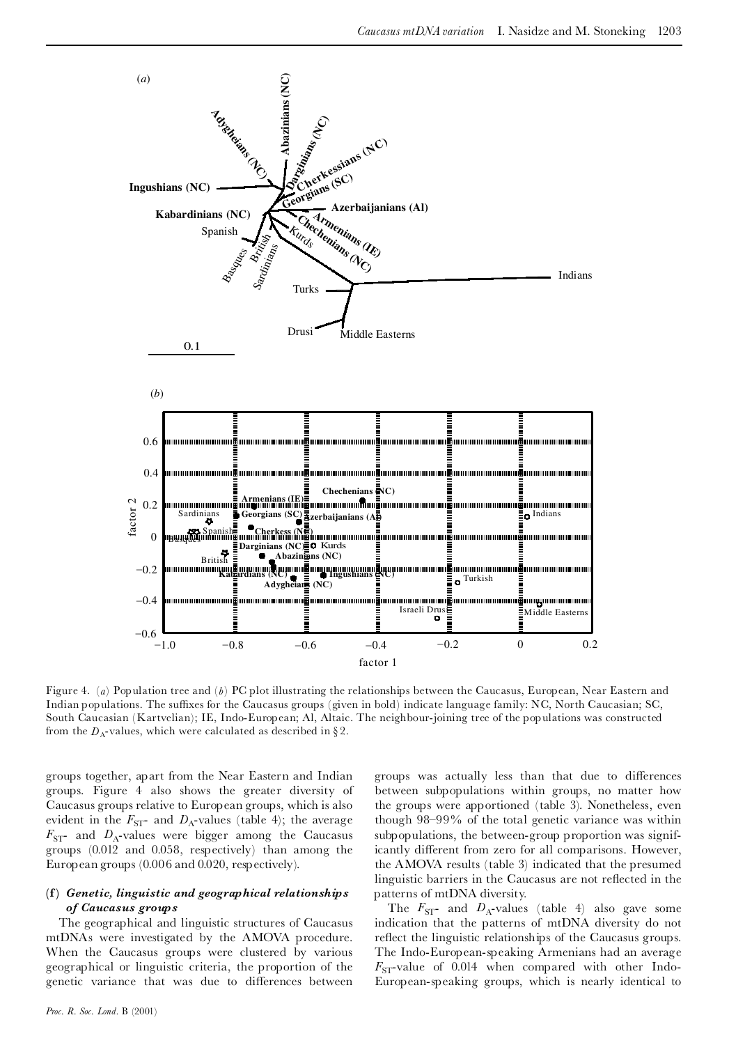Figure 4. (*a*) Population tree and (*b*) PC plot illustrating the relationships between the Caucasus, European, Near Eastern and Indian populations. The suffixes for the Caucasus groups (given in bold) indicate language family: NC, North Caucasian; SC, South Caucasian (Kartvelian); IE, Indo-European; Al, Altaic. The neighbour-joining tree of the populations was constructed from the $D_A$-values, which were calculated as described in §2.

groups together, apart from the Near Eastern and Indian groups. Figure 4 also shows the greater diversity of Caucasus groups relative to European groups, which is also evident in the $F_{ST}$- and $D_A$-values (table 4); the average $F_{ST}$- and $D_A$-values were bigger among the Caucasus groups (0.012 and 0.058, respectively) than among the European groups (0.006 and 0.020, respectively).

### (f) *Genetic, linguistic and geographical relationships of Caucasus groups*

The geographical and linguistic structures of Caucasus mtDNAs were investigated by the AMOVA procedure. When the Caucasus groups were clustered by various geographical or linguistic criteria, the proportion of the genetic variance that was due to differences between groups was actually less than that due to differences between subpopulations within groups, no matter how the groups were apportioned (table 3). Nonetheless, even though 98–99% of the total genetic variance was within subpopulations, the between-group proportion was significantly different from zero for all comparisons. However, the AMOVA results (table 3) indicated that the presumed linguistic barriers in the Caucasus are not reflected in the patterns of mtDNA diversity.

The $F_{ST}$- and $D_A$-values (table 4) also gave some indication that the patterns of mtDNA diversity do not reflect the linguistic relationships of the Caucasus groups. The Indo-European-speaking Armenians had an average $F_{ST}$-value of 0.014 when compared with other Indo-European-speaking groups, which is nearly identical to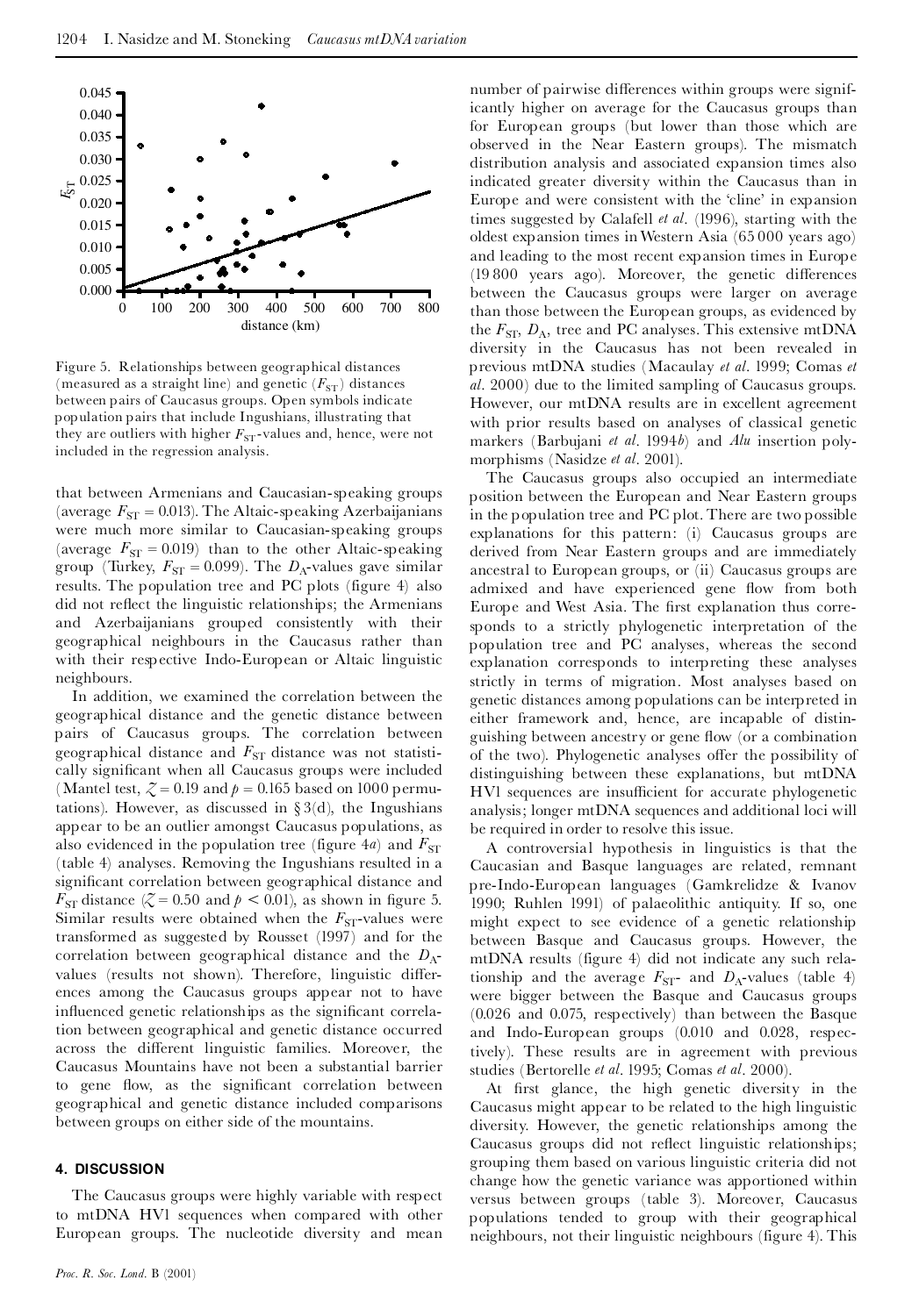Figure 5. Relationships between geographical distances (measured as a straight line) and genetic ($F_{ST}$) distances between pairs of Caucasus groups. Open symbols indicate population pairs that include Ingushians, illustrating that they are outliers with higher $F_{ST}$-values and, hence, were not included in the regression analysis.

that between Armenians and Caucasian-speaking groups (average $F_{ST} = 0.013$). The Altaic-speaking Azerbaijanians were much more similar to Caucasian-speaking groups (average $F_{ST} = 0.019$) than to the other Altaic-speaking group (Turkey, $F_{ST} = 0.099$). The $D_A$-values gave similar results. The population tree and PC plots (figure 4) also did not reflect the linguistic relationships; the Armenians and Azerbaijanians grouped consistently with their geographical neighbours in the Caucasus rather than with their respective Indo-European or Altaic linguistic neighbours.

In addition, we examined the correlation between the geographical distance and the genetic distance between pairs of Caucasus groups. The correlation between geographical distance and $F_{ST}$ distance was not statistically significant when all Caucasus groups were included (Mantel test, $Z = 0.19$ and $p = 0.165$ based on 1000 permutations). However, as discussed in § 3(d), the Ingushians appear to be an outlier amongst Caucasus populations, as also evidenced in the population tree (figure 4*a*) and $F_{ST}$ (table 4) analyses. Removing the Ingushians resulted in a significant correlation between geographical distance and $F_{ST}$ distance ($Z = 0.50$ and $p < 0.01$), as shown in figure 5. Similar results were obtained when the $F_{ST}$-values were transformed as suggested by Rousset (1997) and for the correlation between geographical distance and the $D_A$-values (results not shown). Therefore, linguistic differences among the Caucasus groups appear not to have influenced genetic relationships as the significant correlation between geographical and genetic distance occurred across the different linguistic families. Moreover, the Caucasus Mountains have not been a substantial barrier to gene flow, as the significant correlation between geographical and genetic distance included comparisons between groups on either side of the mountains.

## 4. DISCUSSION

The Caucasus groups were highly variable with respect to mtDNA HV1 sequences when compared with other European groups. The nucleotide diversity and mean number of pairwise differences within groups were significantly higher on average for the Caucasus groups than for European groups (but lower than those which are observed in the Near Eastern groups). The mismatch distribution analysis and associated expansion times also indicated greater diversity within the Caucasus than in Europe and were consistent with the 'cline' in expansion times suggested by Calafell *et al.* (1996), starting with the oldest expansion times in Western Asia (65 000 years ago) and leading to the most recent expansion times in Europe (19 800 years ago). Moreover, the genetic differences between the Caucasus groups were larger on average than those between the European groups, as evidenced by the $F_{ST}$, $D_A$, tree and PC analyses. This extensive mtDNA diversity in the Caucasus has not been revealed in previous mtDNA studies (Macaulay *et al.* 1999; Comas *et al.* 2000) due to the limited sampling of Caucasus groups. However, our mtDNA results are in excellent agreement with prior results based on analyses of classical genetic markers (Barbujani *et al.* 1994*b*) and *Alu* insertion polymorphisms (Nasidze *et al.* 2001).

The Caucasus groups also occupied an intermediate position between the European and Near Eastern groups in the population tree and PC plot. There are two possible explanations for this pattern: (i) Caucasus groups are derived from Near Eastern groups and are immediately ancestral to European groups, or (ii) Caucasus groups are admixed and have experienced gene flow from both Europe and West Asia. The first explanation thus corresponds to a strictly phylogenetic interpretation of the population tree and PC analyses, whereas the second explanation corresponds to interpreting these analyses strictly in terms of migration. Most analyses based on genetic distances among populations can be interpreted in either framework and, hence, are incapable of distinguishing between ancestry or gene flow (or a combination of the two). Phylogenetic analyses offer the possibility of distinguishing between these explanations, but mtDNA HV1 sequences are insufficient for accurate phylogenetic analysis; longer mtDNA sequences and additional loci will be required in order to resolve this issue.

A controversial hypothesis in linguistics is that the Caucasian and Basque languages are related, remnant pre-Indo-European languages (Gamkrelidze & Ivanov 1990; Ruhlen 1991) of palaeolithic antiquity. If so, one might expect to see evidence of a genetic relationship between Basque and Caucasus groups. However, the mtDNA results (figure 4) did not indicate any such relationship and the average $F_{ST}$- and $D_A$-values (table 4) were bigger between the Basque and Caucasus groups (0.026 and 0.075, respectively) than between the Basque and Indo-European groups (0.010 and 0.028, respectively). These results are in agreement with previous studies (Bertorelle *et al.* 1995; Comas *et al.* 2000).

At first glance, the high genetic diversity in the Caucasus might appear to be related to the high linguistic diversity. However, the genetic relationships among the Caucasus groups did not reflect linguistic relationships; grouping them based on various linguistic criteria did not change how the genetic variance was apportioned within versus between groups (table 3). Moreover, Caucasus populations tended to group with their geographical neighbours, not their linguistic neighbours (figure 4). This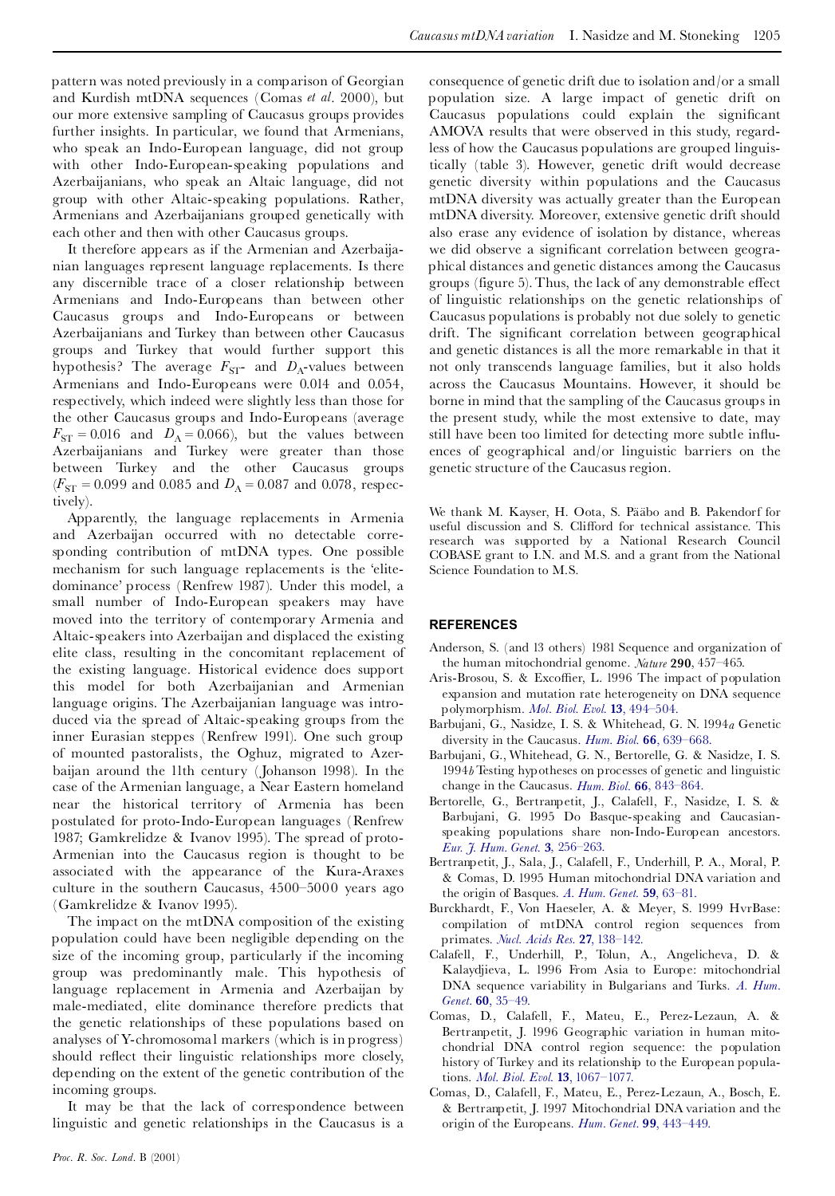pattern was noted previously in a comparison of Georgian and Kurdish mtDNA sequences (Comas *et al*. 2000), but our more extensive sampling of Caucasus groups provides further insights. In particular, we found that Armenians, who speak an Indo-European language, did not group with other Indo-European-speaking populations and Azerbaijanians, who speak an Altaic language, did not group with other Altaic-speaking populations. Rather, Armenians and Azerbaijanians grouped genetically with each other and then with other Caucasus groups.

It therefore appears as if the Armenian and Azerbaijanian languages represent language replacements. Is there any discernible trace of a closer relationship between Armenians and Indo-Europeans than between other Caucasus groups and Indo-Europeans or between Azerbaijanians and Turkey than between other Caucasus groups and Turkey that would further support this hypothesis? The average $F_{ST}$- and $D_A$-values between Armenians and Indo-Europeans were 0.014 and 0.054, respectively, which indeed were slightly less than those for the other Caucasus groups and Indo-Europeans (average $F_{ST} = 0.016$ and $D_A = 0.066$), but the values between Azerbaijanians and Turkey were greater than those between Turkey and the other Caucasus groups ($F_{ST} = 0.099$ and 0.085 and $D_A = 0.087$ and 0.078, respectively).

Apparently, the language replacements in Armenia and Azerbaijan occurred with no detectable corresponding contribution of mtDNA types. One possible mechanism for such language replacements is the 'elite-dominance' process (Renfrew 1987). Under this model, a small number of Indo-European speakers may have moved into the territory of contemporary Armenia and Altaic-speakers into Azerbaijan and displaced the existing elite class, resulting in the concomitant replacement of the existing language. Historical evidence does support this model for both Azerbaijanian and Armenian language origins. The Azerbaijanian language was introduced via the spread of Altaic-speaking groups from the inner Eurasian steppes (Renfrew 1991). One such group of mounted pastoralists, the Oghuz, migrated to Azerbaijan around the 11th century (Johanson 1998). In the case of the Armenian language, a Near Eastern homeland near the historical territory of Armenia has been postulated for proto-Indo-European languages (Renfrew 1987; Gamkrelidze & Ivanov 1995). The spread of proto-Armenian into the Caucasus region is thought to be associated with the appearance of the Kura-Araxes culture in the southern Caucasus, 4500–5000 years ago (Gamkrelidze & Ivanov 1995).

The impact on the mtDNA composition of the existing population could have been negligible depending on the size of the incoming group, particularly if the incoming group was predominantly male. This hypothesis of language replacement in Armenia and Azerbaijan by male-mediated, elite dominance therefore predicts that the genetic relationships of these populations based on analyses of Y-chromosomal markers (which is in progress) should reflect their linguistic relationships more closely, depending on the extent of the genetic contribution of the incoming groups.

It may be that the lack of correspondence between linguistic and genetic relationships in the Caucasus is a consequence of genetic drift due to isolation and/or a small population size. A large impact of genetic drift on Caucasus populations could explain the significant AMOVA results that were observed in this study, regardless of how the Caucasus populations are grouped linguistically (table 3). However, genetic drift would decrease genetic diversity within populations and the Caucasus mtDNA diversity was actually greater than the European mtDNA diversity. Moreover, extensive genetic drift should also erase any evidence of isolation by distance, whereas we did observe a significant correlation between geographical distances and genetic distances among the Caucasus groups (figure 5). Thus, the lack of any demonstrable effect of linguistic relationships on the genetic relationships of Caucasus populations is probably not due solely to genetic drift. The significant correlation between geographical and genetic distances is all the more remarkable in that it not only transcends language families, but it also holds across the Caucasus Mountains. However, it should be borne in mind that the sampling of the Caucasus groups in the present study, while the most extensive to date, may still have been too limited for detecting more subtle influences of geographical and/or linguistic barriers on the genetic structure of the Caucasus region.

We thank M. Kayser, H. Oota, S. Pääbo and B. Pakendorf for useful discussion and S. Clifford for technical assistance. This research was supported by a National Research Council COBASE grant to I.N. and M.S. and a grant from the National Science Foundation to M.S.

## REFERENCES

Anderson, S. (and 13 others) 1981 Sequence and organization of the human mitochondrial genome. *Nature* **290**, 457–465.

Aris-Brosou, S. & Excoffier, L. 1996 The impact of population expansion and mutation rate heterogeneity on DNA sequence polymorphism. *Mol. Biol. Evol.* **13**, 494–504.

Barbujani, G., Nasidze, I. S. & Whitehead, G. N. 1994*a* Genetic diversity in the Caucasus. *Hum. Biol.* **66**, 639–668.

Barbujani, G., Whitehead, G. N., Bertorelle, G. & Nasidze, I. S. 1994*b* Testing hypotheses on processes of genetic and linguistic change in the Caucasus. *Hum. Biol.* **66**, 843–864.

Bertorelle, G., Bertranpetit, J., Calafell, F., Nasidze, I. S. & Barbujani, G. 1995 Do Basque-speaking and Caucasian-speaking populations share non-Indo-European ancestors. *Eur. J. Hum. Genet.* **3**, 256–263.

Bertranpetit, J., Sala, J., Calafell, F., Underhill, P. A., Moral, P. & Comas, D. 1995 Human mitochondrial DNA variation and the origin of Basques. *A. Hum. Genet.* **59**, 63–81.

Burckhardt, F., Von Haeseler, A. & Meyer, S. 1999 HvrBase: compilation of mtDNA control region sequences from primates. *Nucl. Acids Res.* **27**, 138–142.

Calafell, F., Underhill, P., Tolun, A., Angelicheva, D. & Kalaydjieva, L. 1996 From Asia to Europe: mitochondrial DNA sequence variability in Bulgarians and Turks. *A. Hum. Genet.* **60**, 35–49.

Comas, D., Calafell, F., Mateu, E., Perez-Lezaun, A. & Bertranpetit, J. 1996 Geographic variation in human mitochondrial DNA control region sequence: the population history of Turkey and its relationship to the European populations. *Mol. Biol. Evol.* **13**, 1067–1077.

Comas, D., Calafell, F., Mateu, E., Perez-Lezaun, A., Bosch, E. & Bertranpetit, J. 1997 Mitochondrial DNA variation and the origin of the Europeans. *Hum. Genet.* **99**, 443–449.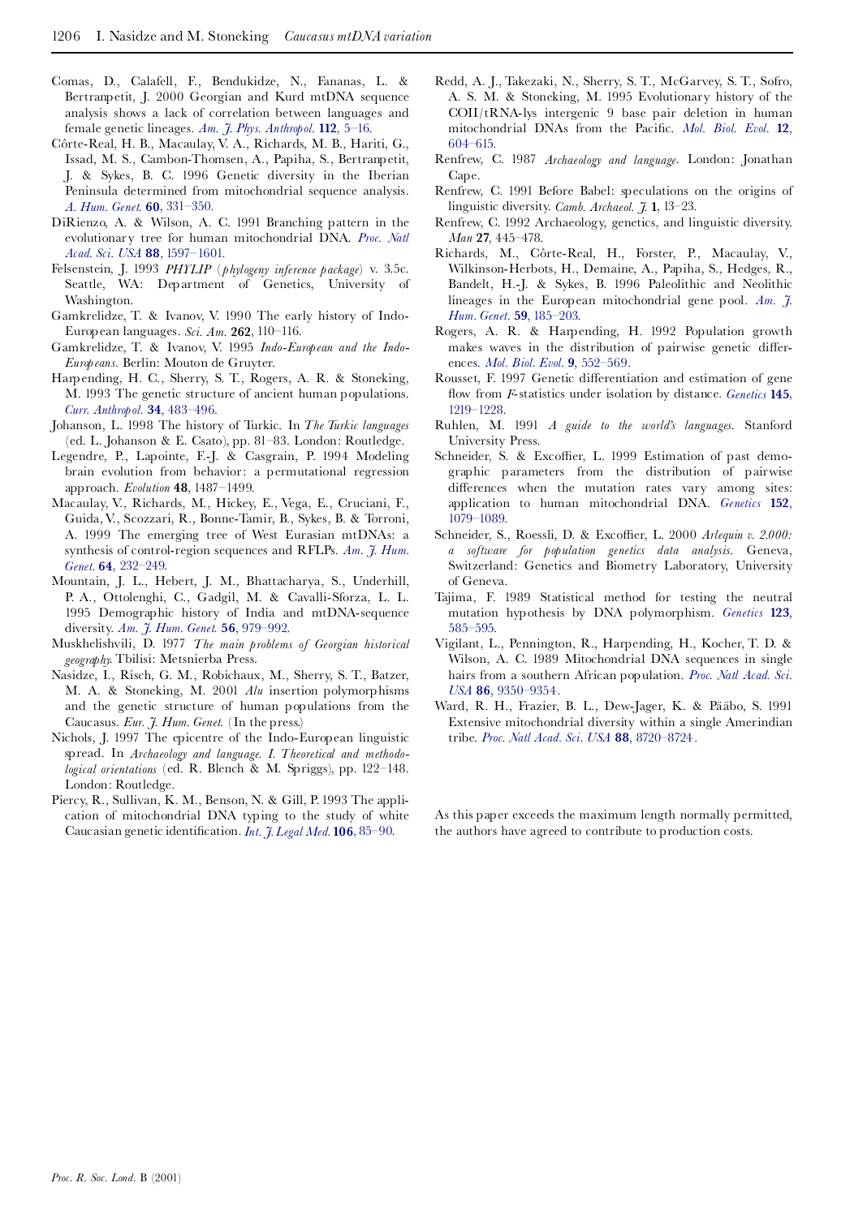Comas, D., Calafell, F., Bendukidze, N., Fananas, L. & Bertranpetit, J. 2000 Georgian and Kurd mtDNA sequence analysis shows a lack of correlation between languages and female genetic lineages. *Am. J. Phys. Anthropol.* **112**, 5–16.

Côrte-Real, H. B., Macaulay, V. A., Richards, M. B., Hariti, G., Issad, M. S., Cambon-Thomsen, A., Papiha, S., Bertranpetit, J. & Sykes, B. C. 1996 Genetic diversity in the Iberian Peninsula determined from mitochondrial sequence analysis. *A. Hum. Genet.* **60**, 331–350.

DiRienzo, A. & Wilson, A. C. 1991 Branching pattern in the evolutionary tree for human mitochondrial DNA. *Proc. Natl Acad. Sci. USA* **88**, 1597–1601.

Felsenstein, J. 1993 *PHYLIP* (*phylogeny inference package*) v. 3.5c. Seattle, WA: Department of Genetics, University of Washington.

Gamkrelidze, T. & Ivanov, V. 1990 The early history of Indo-European languages. *Sci. Am.* **262**, 110–116.

Gamkrelidze, T. & Ivanov, V. 1995 *Indo-European and the Indo-Europeans*. Berlin: Mouton de Gruyter.

Harpending, H. C., Sherry, S. T., Rogers, A. R. & Stoneking, M. 1993 The genetic structure of ancient human populations. *Curr. Anthropol.* **34**, 483–496.

Johanson, L. 1998 The history of Turkic. In *The Turkic languages* (ed. L. Johanson & E. Csato), pp. 81–83. London: Routledge.

Legendre, P., Lapointe, F.-J. & Casgrain, P. 1994 Modeling brain evolution from behavior: a permutational regression approach. *Evolution* **48**, 1487–1499.

Macaulay, V., Richards, M., Hickey, E., Vega, E., Cruciani, F., Guida, V., Scozzari, R., Bonne-Tamir, B., Sykes, B. & Torroni, A. 1999 The emerging tree of West Eurasian mtDNAs: a synthesis of control-region sequences and RFLPs. *Am. J. Hum. Genet.* **64**, 232–249.

Mountain, J. L., Hebert, J. M., Bhattacharya, S., Underhill, P. A., Ottolenghi, C., Gadgil, M. & Cavalli-Sforza, L. L. 1995 Demographic history of India and mtDNA-sequence diversity. *Am. J. Hum. Genet.* **56**, 979–992.

Muskhelishvili, D. 1977 *The main problems of Georgian historical geography*. Tbilisi: Metsnierba Press.

Nasidze, I., Risch, G. M., Robichaux, M., Sherry, S. T., Batzer, M. A. & Stoneking, M. 2001 *Alu* insertion polymorphisms and the genetic structure of human populations from the Caucasus. *Eur. J. Hum. Genet.* (In the press.)

Nichols, J. 1997 The epicentre of the Indo-European linguistic spread. In *Archaeology and language. I. Theoretical and methodological orientations* (ed. R. Blench & M. Spriggs), pp. 122–148. London: Routledge.

Piercy, R., Sullivan, K. M., Benson, N. & Gill, P. 1993 The application of mitochondrial DNA typing to the study of white Caucasian genetic identification. *Int. J. Legal Med.* **106**, 85–90.

Redd, A. J., Takezaki, N., Sherry, S. T., McGarvey, S. T., Sofro, A. S. M. & Stoneking, M. 1995 Evolutionary history of the COII/tRNA-lys intergenic 9 base pair deletion in human mitochondrial DNAs from the Pacific. *Mol. Biol. Evol.* **12**, 604–615.

Renfrew, C. 1987 *Archaeology and language*. London: Jonathan Cape.

Renfrew, C. 1991 Before Babel: speculations on the origins of linguistic diversity. *Camb. Archaeol. J.* **1**, 13–23.

Renfrew, C. 1992 Archaeology, genetics, and linguistic diversity. *Man* **27**, 445–478.

Richards, M., Côrte-Real, H., Forster, P., Macaulay, V., Wilkinson-Herbots, H., Demaine, A., Papiha, S., Hedges, R., Bandelt, H.-J. & Sykes, B. 1996 Paleolithic and Neolithic lineages in the European mitochondrial gene pool. *Am. J. Hum. Genet.* **59**, 185–203.

Rogers, A. R. & Harpending, H. 1992 Population growth makes waves in the distribution of pairwise genetic differences. *Mol. Biol. Evol.* **9**, 552–569.

Rousset, F. 1997 Genetic differentiation and estimation of gene flow from $F$-statistics under isolation by distance. *Genetics* **145**, 1219–1228.

Ruhlen, M. 1991 *A guide to the world's languages*. Stanford University Press.

Schneider, S. & Excoffier, L. 1999 Estimation of past demographic parameters from the distribution of pairwise differences when the mutation rates vary among sites: application to human mitochondrial DNA. *Genetics* **152**, 1079–1089.

Schneider, S., Roessli, D. & Excoffier, L. 2000 *Arlequin v. 2.000: a software for population genetics data analysis*. Geneva, Switzerland: Genetics and Biometry Laboratory, University of Geneva.

Tajima, F. 1989 Statistical method for testing the neutral mutation hypothesis by DNA polymorphism. *Genetics* **123**, 585–595.

Vigilant, L., Pennington, R., Harpending, H., Kocher, T. D. & Wilson, A. C. 1989 Mitochondrial DNA sequences in single hairs from a southern African population. *Proc. Natl Acad. Sci. USA* **86**, 9350–9354.

Ward, R. H., Frazier, B. L., Dew-Jager, K. & Pääbo, S. 1991 Extensive mitochondrial diversity within a single Amerindian tribe. *Proc. Natl Acad. Sci. USA* **88**, 8720–8724.

As this paper exceeds the maximum length normally permitted, the authors have agreed to contribute to production costs.